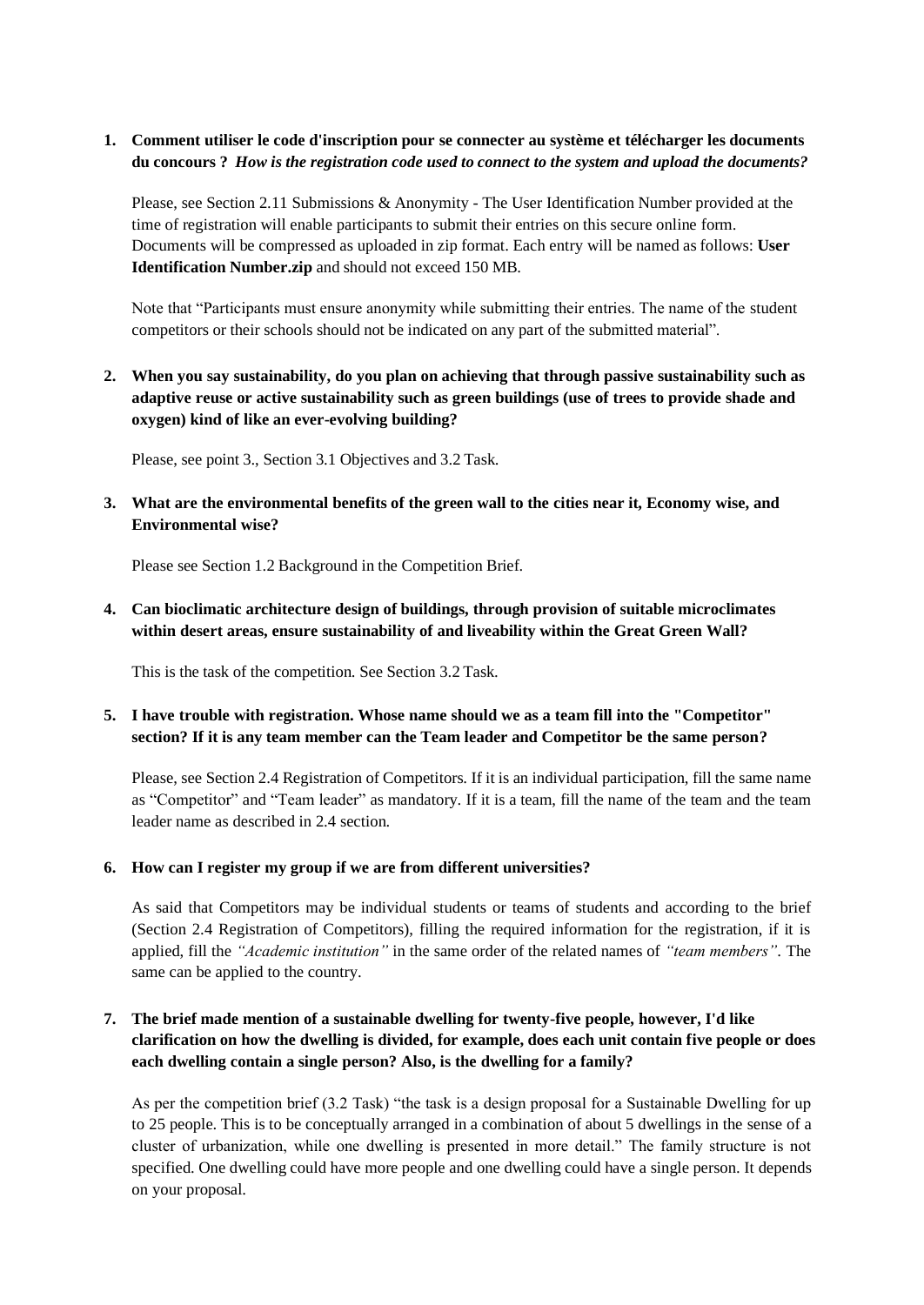1. **Comment utiliser le code d'inscription pour se connecter au système et télécharger les documents du concours ?** ***How is the registration code used to connect to the system and upload the documents?***

   Please, see Section 2.11 Submissions & Anonymity - The User Identification Number provided at the time of registration will enable participants to submit their entries on this secure online form. Documents will be compressed as uploaded in zip format. Each entry will be named as follows: **User Identification Number.zip** and should not exceed 150 MB.

   Note that "Participants must ensure anonymity while submitting their entries. The name of the student competitors or their schools should not be indicated on any part of the submitted material".

2. **When you say sustainability, do you plan on achieving that through passive sustainability such as adaptive reuse or active sustainability such as green buildings (use of trees to provide shade and oxygen) kind of like an ever-evolving building?**

   Please, see point 3., Section 3.1 Objectives and 3.2 Task.

3. **What are the environmental benefits of the green wall to the cities near it, Economy wise, and Environmental wise?**

   Please see Section 1.2 Background in the Competition Brief.

4. **Can bioclimatic architecture design of buildings, through provision of suitable microclimates within desert areas, ensure sustainability of and liveability within the Great Green Wall?**

   This is the task of the competition. See Section 3.2 Task.

5. **I have trouble with registration. Whose name should we as a team fill into the "Competitor" section? If it is any team member can the Team leader and Competitor be the same person?**

   Please, see Section 2.4 Registration of Competitors. If it is an individual participation, fill the same name as "Competitor" and "Team leader" as mandatory. If it is a team, fill the name of the team and the team leader name as described in 2.4 section.

6. **How can I register my group if we are from different universities?**

   As said that Competitors may be individual students or teams of students and according to the brief (Section 2.4 Registration of Competitors), filling the required information for the registration, if it is applied, fill the *"Academic institution"* in the same order of the related names of *"team members"*. The same can be applied to the country.

7. **The brief made mention of a sustainable dwelling for twenty-five people, however, I'd like clarification on how the dwelling is divided, for example, does each unit contain five people or does each dwelling contain a single person? Also, is the dwelling for a family?**

   As per the competition brief (3.2 Task) "the task is a design proposal for a Sustainable Dwelling for up to 25 people. This is to be conceptually arranged in a combination of about 5 dwellings in the sense of a cluster of urbanization, while one dwelling is presented in more detail." The family structure is not specified. One dwelling could have more people and one dwelling could have a single person. It depends on your proposal.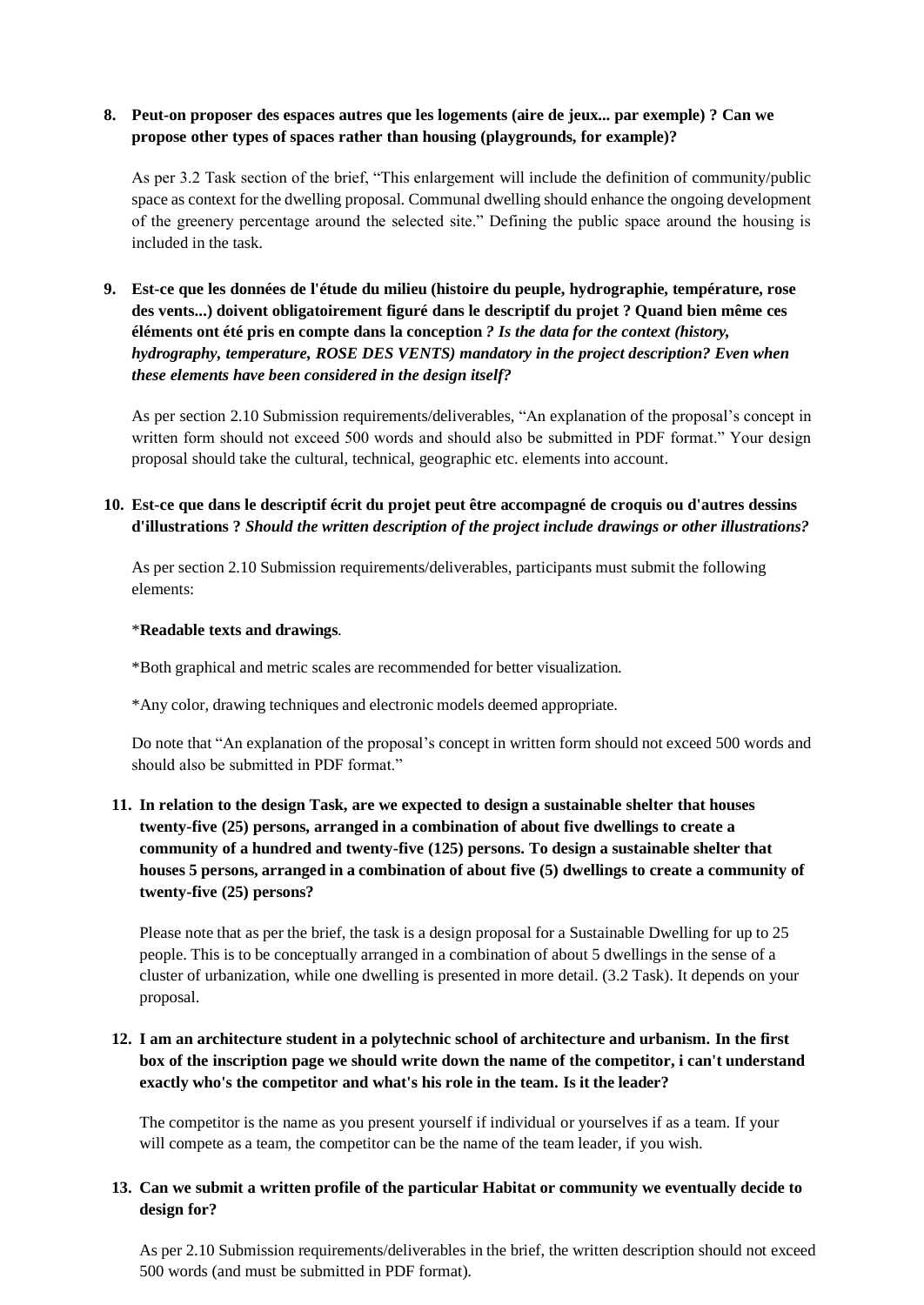8. **Peut-on proposer des espaces autres que les logements (aire de jeux... par exemple) ? Can we propose other types of spaces rather than housing (playgrounds, for example)?**

   As per 3.2 Task section of the brief, "This enlargement will include the definition of community/public space as context for the dwelling proposal. Communal dwelling should enhance the ongoing development of the greenery percentage around the selected site." Defining the public space around the housing is included in the task.

9. **Est-ce que les données de l'étude du milieu (histoire du peuple, hydrographie, température, rose des vents...) doivent obligatoirement figuré dans le descriptif du projet ? Quand bien même ces éléments ont été pris en compte dans la conception *? Is the data for the context (history, hydrography, temperature, ROSE DES VENTS) mandatory in the project description? Even when these elements have been considered in the design itself?***

   As per section 2.10 Submission requirements/deliverables, "An explanation of the proposal's concept in written form should not exceed 500 words and should also be submitted in PDF format." Your design proposal should take the cultural, technical, geographic etc. elements into account.

10. **Est-ce que dans le descriptif écrit du projet peut être accompagné de croquis ou d'autres dessins d'illustrations ? *Should the written description of the project include drawings or other illustrations?***

    As per section 2.10 Submission requirements/deliverables, participants must submit the following elements:

    *__Readable texts and drawings__.

    *Both graphical and metric scales are recommended for better visualization.

    *Any color, drawing techniques and electronic models deemed appropriate.

    Do note that "An explanation of the proposal's concept in written form should not exceed 500 words and should also be submitted in PDF format."

11. **In relation to the design Task, are we expected to design a sustainable shelter that houses twenty-five (25) persons, arranged in a combination of about five dwellings to create a community of a hundred and twenty-five (125) persons. To design a sustainable shelter that houses 5 persons, arranged in a combination of about five (5) dwellings to create a community of twenty-five (25) persons?**

    Please note that as per the brief, the task is a design proposal for a Sustainable Dwelling for up to 25 people. This is to be conceptually arranged in a combination of about 5 dwellings in the sense of a cluster of urbanization, while one dwelling is presented in more detail. (3.2 Task). It depends on your proposal.

12. **I am an architecture student in a polytechnic school of architecture and urbanism. In the first box of the inscription page we should write down the name of the competitor, i can't understand exactly who's the competitor and what's his role in the team. Is it the leader?**

    The competitor is the name as you present yourself if individual or yourselves if as a team. If your will compete as a team, the competitor can be the name of the team leader, if you wish.

13. **Can we submit a written profile of the particular Habitat or community we eventually decide to design for?**

    As per 2.10 Submission requirements/deliverables in the brief, the written description should not exceed 500 words (and must be submitted in PDF format).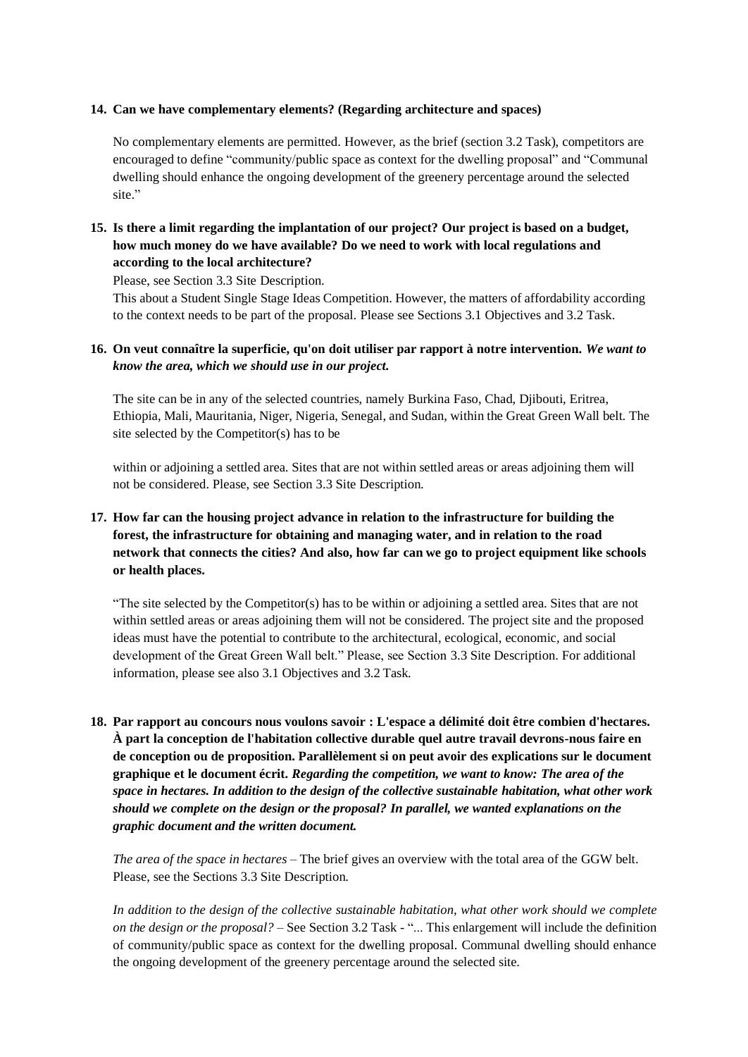**14. Can we have complementary elements? (Regarding architecture and spaces)**

No complementary elements are permitted. However, as the brief (section 3.2 Task), competitors are encouraged to define "community/public space as context for the dwelling proposal" and "Communal dwelling should enhance the ongoing development of the greenery percentage around the selected site."

**15. Is there a limit regarding the implantation of our project? Our project is based on a budget, how much money do we have available? Do we need to work with local regulations and according to the local architecture?**

Please, see Section 3.3 Site Description.

This about a Student Single Stage Ideas Competition. However, the matters of affordability according to the context needs to be part of the proposal. Please see Sections 3.1 Objectives and 3.2 Task.

**16. On veut connaître la superficie, qu'on doit utiliser par rapport à notre intervention.** ***We want to know the area, which we should use in our project.***

The site can be in any of the selected countries, namely Burkina Faso, Chad, Djibouti, Eritrea, Ethiopia, Mali, Mauritania, Niger, Nigeria, Senegal, and Sudan, within the Great Green Wall belt. The site selected by the Competitor(s) has to be

within or adjoining a settled area. Sites that are not within settled areas or areas adjoining them will not be considered. Please, see Section 3.3 Site Description.

**17. How far can the housing project advance in relation to the infrastructure for building the forest, the infrastructure for obtaining and managing water, and in relation to the road network that connects the cities? And also, how far can we go to project equipment like schools or health places.**

"The site selected by the Competitor(s) has to be within or adjoining a settled area. Sites that are not within settled areas or areas adjoining them will not be considered. The project site and the proposed ideas must have the potential to contribute to the architectural, ecological, economic, and social development of the Great Green Wall belt." Please, see Section 3.3 Site Description. For additional information, please see also 3.1 Objectives and 3.2 Task.

**18. Par rapport au concours nous voulons savoir : L'espace a délimité doit être combien d'hectares. À part la conception de l'habitation collective durable quel autre travail devrons-nous faire en de conception ou de proposition. Parallèlement si on peut avoir des explications sur le document graphique et le document écrit.** ***Regarding the competition, we want to know: The area of the space in hectares. In addition to the design of the collective sustainable habitation, what other work should we complete on the design or the proposal? In parallel, we wanted explanations on the graphic document and the written document.***

*The area of the space in hectares* – The brief gives an overview with the total area of the GGW belt. Please, see the Sections 3.3 Site Description.

*In addition to the design of the collective sustainable habitation, what other work should we complete on the design or the proposal?* – See Section 3.2 Task - "... This enlargement will include the definition of community/public space as context for the dwelling proposal. Communal dwelling should enhance the ongoing development of the greenery percentage around the selected site.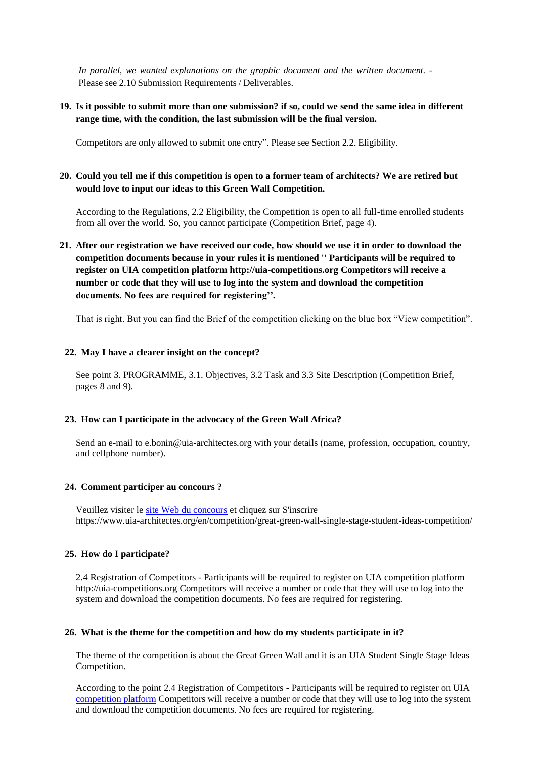*In parallel, we wanted explanations on the graphic document and the written document. -* Please see 2.10 Submission Requirements / Deliverables.

**19. Is it possible to submit more than one submission? if so, could we send the same idea in different range time, with the condition, the last submission will be the final version.**

Competitors are only allowed to submit one entry". Please see Section 2.2. Eligibility.

**20. Could you tell me if this competition is open to a former team of architects? We are retired but would love to input our ideas to this Green Wall Competition.**

According to the Regulations, 2.2 Eligibility, the Competition is open to all full-time enrolled students from all over the world. So, you cannot participate (Competition Brief, page 4).

**21. After our registration we have received our code, how should we use it in order to download the competition documents because in your rules it is mentioned '' Participants will be required to register on UIA competition platform http://uia-competitions.org Competitors will receive a number or code that they will use to log into the system and download the competition documents. No fees are required for registering''.**

That is right. But you can find the Brief of the competition clicking on the blue box "View competition".

**22. May I have a clearer insight on the concept?**

See point 3. PROGRAMME, 3.1. Objectives, 3.2 Task and 3.3 Site Description (Competition Brief, pages 8 and 9).

**23. How can I participate in the advocacy of the Green Wall Africa?**

Send an e-mail to e.bonin@uia-architectes.org with your details (name, profession, occupation, country, and cellphone number).

**24. Comment participer au concours ?**

Veuillez visiter le site Web du concours et cliquez sur S'inscrire https://www.uia-architectes.org/en/competition/great-green-wall-single-stage-student-ideas-competition/

**25. How do I participate?**

2.4 Registration of Competitors - Participants will be required to register on UIA competition platform http://uia-competitions.org Competitors will receive a number or code that they will use to log into the system and download the competition documents. No fees are required for registering.

**26. What is the theme for the competition and how do my students participate in it?**

The theme of the competition is about the Great Green Wall and it is an UIA Student Single Stage Ideas Competition.

According to the point 2.4 Registration of Competitors - Participants will be required to register on UIA competition platform Competitors will receive a number or code that they will use to log into the system and download the competition documents. No fees are required for registering.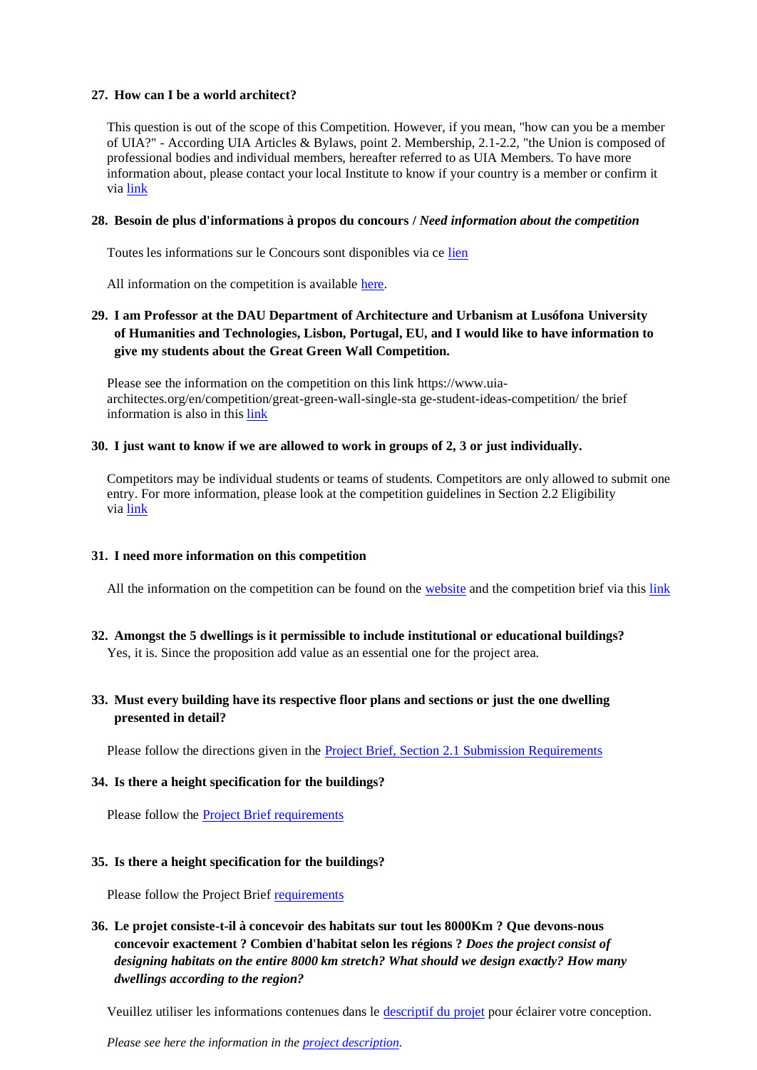27. **How can I be a world architect?**

 This question is out of the scope of this Competition. However, if you mean, "how can you be a member of UIA?" - According UIA Articles & Bylaws, point 2. Membership, 2.1-2.2, "the Union is composed of professional bodies and individual members, hereafter referred to as UIA Members. To have more information about, please contact your local Institute to know if your country is a member or confirm it via link

28. **Besoin de plus d'informations à propos du concours /** ***Need information about the competition***

 Toutes les informations sur le Concours sont disponibles via ce lien

 All information on the competition is available here.

29. **I am Professor at the DAU Department of Architecture and Urbanism at Lusófona University of Humanities and Technologies, Lisbon, Portugal, EU, and I would like to have information to give my students about the Great Green Wall Competition.**

 Please see the information on the competition on this link https://www.uia-architectes.org/en/competition/great-green-wall-single-sta ge-student-ideas-competition/ the brief information is also in this link

30. **I just want to know if we are allowed to work in groups of 2, 3 or just individually.**

 Competitors may be individual students or teams of students. Competitors are only allowed to submit one entry. For more information, please look at the competition guidelines in Section 2.2 Eligibility via link

31. **I need more information on this competition**

 All the information on the competition can be found on the website and the competition brief via this link

32. **Amongst the 5 dwellings is it permissible to include institutional or educational buildings?**
 Yes, it is. Since the proposition add value as an essential one for the project area.

33. **Must every building have its respective floor plans and sections or just the one dwelling presented in detail?**

 Please follow the directions given in the Project Brief, Section 2.1 Submission Requirements

34. **Is there a height specification for the buildings?**

 Please follow the Project Brief requirements

35. **Is there a height specification for the buildings?**

 Please follow the Project Brief requirements

36. **Le projet consiste-t-il à concevoir des habitats sur tout les 8000Km ? Que devons-nous concevoir exactement ? Combien d'habitat selon les régions ?** ***Does the project consist of designing habitats on the entire 8000 km stretch? What should we design exactly? How many dwellings according to the region?***

 Veuillez utiliser les informations contenues dans le descriptif du projet pour éclairer votre conception.

 *Please see here the information in the project description.*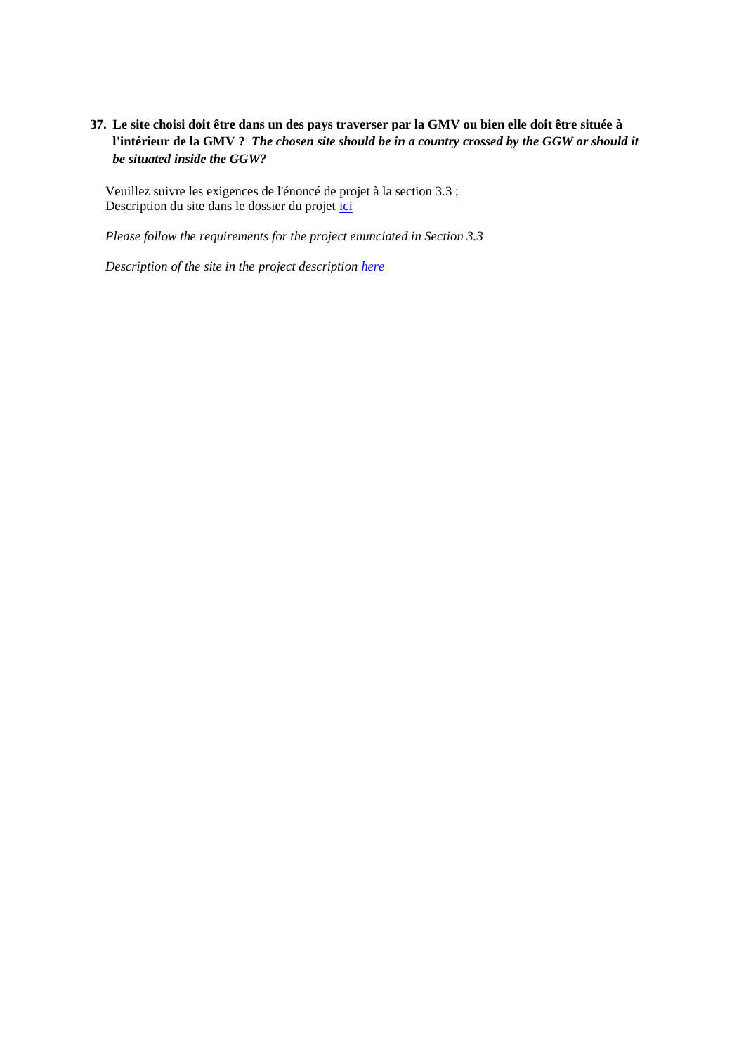37. **Le site choisi doit être dans un des pays traverser par la GMV ou bien elle doit être située à l'intérieur de la GMV ?** ***The chosen site should be in a country crossed by the GGW or should it be situated inside the GGW?***

Veuillez suivre les exigences de l'énoncé de projet à la section 3.3 ;
Description du site dans le dossier du projet ici

*Please follow the requirements for the project enunciated in Section 3.3*

*Description of the site in the project description here*